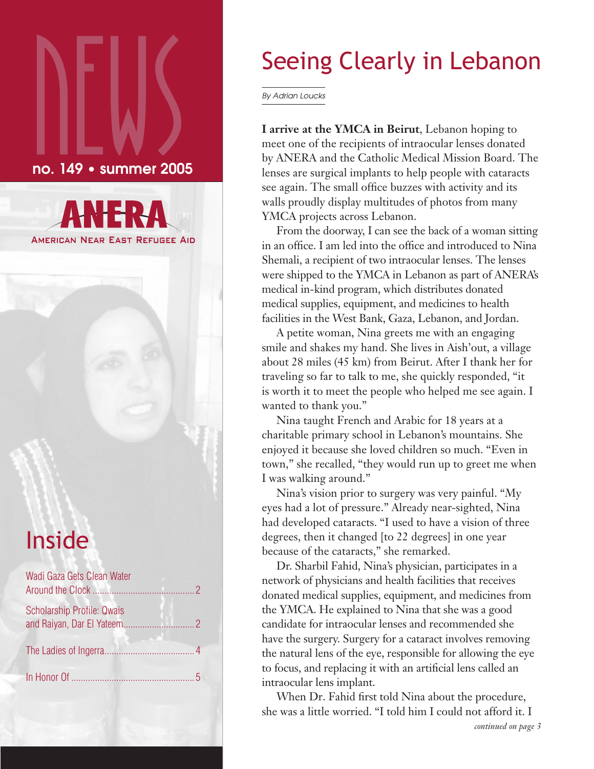# NEWS

no. 149 • summer 2005

**ANERA**

AMERICAN NEAR EAST REFUGEE AID

## Inside

Wadi Gaza Gets Clean Water Around the Clock .......... 2

Scholarship Profile: Qwais and Raiyan, Dar El Yateem .......... 2

The Ladies of Ingerra .......... 4

In Honor Of .......... 5

# Seeing Clearly in Lebanon

*By Adrian Loucks*

**I arrive at the YMCA in Beirut**, Lebanon hoping to meet one of the recipients of intraocular lenses donated by ANERA and the Catholic Medical Mission Board. The lenses are surgical implants to help people with cataracts see again. The small office buzzes with activity and its walls proudly display multitudes of photos from many YMCA projects across Lebanon.

From the doorway, I can see the back of a woman sitting in an office. I am led into the office and introduced to Nina Shemali, a recipient of two intraocular lenses. The lenses were shipped to the YMCA in Lebanon as part of ANERA's medical in-kind program, which distributes donated medical supplies, equipment, and medicines to health facilities in the West Bank, Gaza, Lebanon, and Jordan.

A petite woman, Nina greets me with an engaging smile and shakes my hand. She lives in Aish'out, a village about 28 miles (45 km) from Beirut. After I thank her for traveling so far to talk to me, she quickly responded, "it is worth it to meet the people who helped me see again. I wanted to thank you."

Nina taught French and Arabic for 18 years at a charitable primary school in Lebanon's mountains. She enjoyed it because she loved children so much. "Even in town," she recalled, "they would run up to greet me when I was walking around."

Nina's vision prior to surgery was very painful. "My eyes had a lot of pressure." Already near-sighted, Nina had developed cataracts. "I used to have a vision of three degrees, then it changed [to 22 degrees] in one year because of the cataracts," she remarked.

Dr. Sharbil Fahid, Nina's physician, participates in a network of physicians and health facilities that receives donated medical supplies, equipment, and medicines from the YMCA. He explained to Nina that she was a good candidate for intraocular lenses and recommended she have the surgery. Surgery for a cataract involves removing the natural lens of the eye, responsible for allowing the eye to focus, and replacing it with an artificial lens called an intraocular lens implant.

When Dr. Fahid first told Nina about the procedure, she was a little worried. "I told him I could not afford it. I

*continued on page 3*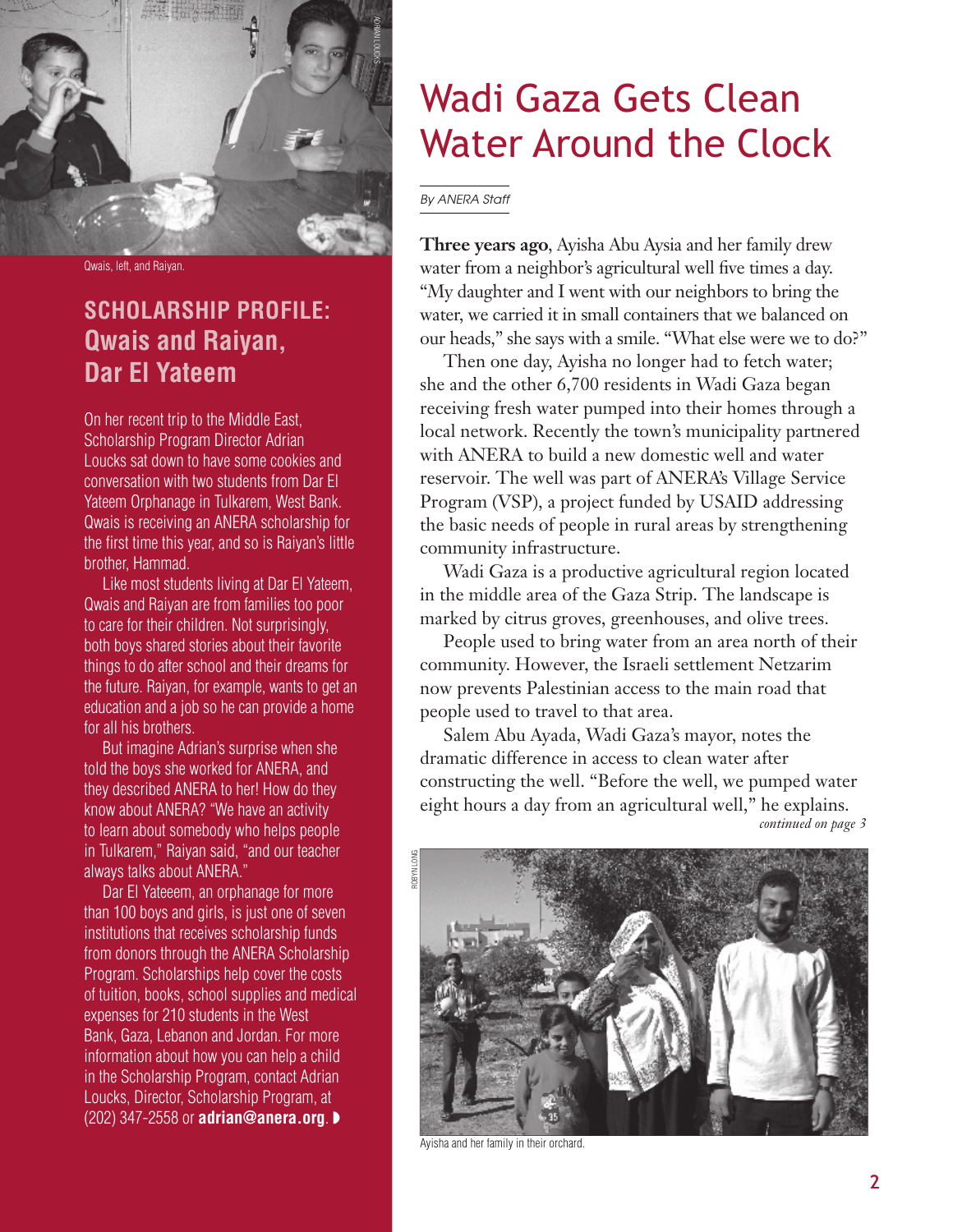Qwais, left, and Raiyan.

## SCHOLARSHIP PROFILE: Qwais and Raiyan, Dar El Yateem

On her recent trip to the Middle East, Scholarship Program Director Adrian Loucks sat down to have some cookies and conversation with two students from Dar El Yateem Orphanage in Tulkarem, West Bank. Qwais is receiving an ANERA scholarship for the first time this year, and so is Raiyan's little brother, Hammad.

Like most students living at Dar El Yateem, Qwais and Raiyan are from families too poor to care for their children. Not surprisingly, both boys shared stories about their favorite things to do after school and their dreams for the future. Raiyan, for example, wants to get an education and a job so he can provide a home for all his brothers.

But imagine Adrian's surprise when she told the boys she worked for ANERA, and they described ANERA to her! How do they know about ANERA? "We have an activity to learn about somebody who helps people in Tulkarem," Raiyan said, "and our teacher always talks about ANERA."

Dar El Yateeem, an orphanage for more than 100 boys and girls, is just one of seven institutions that receives scholarship funds from donors through the ANERA Scholarship Program. Scholarships help cover the costs of tuition, books, school supplies and medical expenses for 210 students in the West Bank, Gaza, Lebanon and Jordan. For more information about how you can help a child in the Scholarship Program, contact Adrian Loucks, Director, Scholarship Program, at (202) 347-2558 or **adrian@anera.org**.

# Wadi Gaza Gets Clean Water Around the Clock

*By ANERA Staff*

**Three years ago**, Ayisha Abu Aysia and her family drew water from a neighbor's agricultural well five times a day. "My daughter and I went with our neighbors to bring the water, we carried it in small containers that we balanced on our heads," she says with a smile. "What else were we to do?"

Then one day, Ayisha no longer had to fetch water; she and the other 6,700 residents in Wadi Gaza began receiving fresh water pumped into their homes through a local network. Recently the town's municipality partnered with ANERA to build a new domestic well and water reservoir. The well was part of ANERA's Village Service Program (VSP), a project funded by USAID addressing the basic needs of people in rural areas by strengthening community infrastructure.

Wadi Gaza is a productive agricultural region located in the middle area of the Gaza Strip. The landscape is marked by citrus groves, greenhouses, and olive trees.

People used to bring water from an area north of their community. However, the Israeli settlement Netzarim now prevents Palestinian access to the main road that people used to travel to that area.

Salem Abu Ayada, Wadi Gaza's mayor, notes the dramatic difference in access to clean water after constructing the well. "Before the well, we pumped water eight hours a day from an agricultural well," he explains.

*continued on page 3*

Ayisha and her family in their orchard.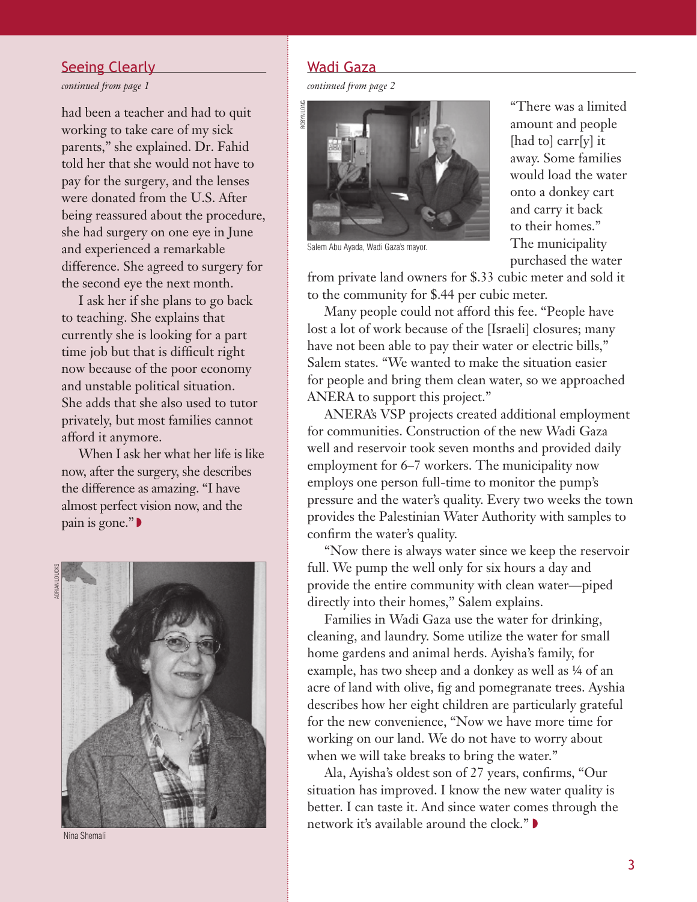## Seeing Clearly

*continued from page 1*

had been a teacher and had to quit working to take care of my sick parents," she explained. Dr. Fahid told her that she would not have to pay for the surgery, and the lenses were donated from the U.S. After being reassured about the procedure, she had surgery on one eye in June and experienced a remarkable difference. She agreed to surgery for the second eye the next month.

I ask her if she plans to go back to teaching. She explains that currently she is looking for a part time job but that is difficult right now because of the poor economy and unstable political situation. She adds that she also used to tutor privately, but most families cannot afford it anymore.

When I ask her what her life is like now, after the surgery, she describes the difference as amazing. "I have almost perfect vision now, and the pain is gone."

Nina Shemali

## Wadi Gaza

*continued from page 2*

Salem Abu Ayada, Wadi Gaza's mayor.

"There was a limited amount and people [had to] carr[y] it away. Some families would load the water onto a donkey cart and carry it back to their homes." The municipality purchased the water from private land owners for $.33 cubic meter and sold it to the community for $.44 per cubic meter.

Many people could not afford this fee. "People have lost a lot of work because of the [Israeli] closures; many have not been able to pay their water or electric bills," Salem states. "We wanted to make the situation easier for people and bring them clean water, so we approached ANERA to support this project."

ANERA's VSP projects created additional employment for communities. Construction of the new Wadi Gaza well and reservoir took seven months and provided daily employment for 6–7 workers. The municipality now employs one person full-time to monitor the pump's pressure and the water's quality. Every two weeks the town provides the Palestinian Water Authority with samples to confirm the water's quality.

"Now there is always water since we keep the reservoir full. We pump the well only for six hours a day and provide the entire community with clean water—piped directly into their homes," Salem explains.

Families in Wadi Gaza use the water for drinking, cleaning, and laundry. Some utilize the water for small home gardens and animal herds. Ayisha's family, for example, has two sheep and a donkey as well as ¼ of an acre of land with olive, fig and pomegranate trees. Ayshia describes how her eight children are particularly grateful for the new convenience, "Now we have more time for working on our land. We do not have to worry about when we will take breaks to bring the water."

Ala, Ayisha's oldest son of 27 years, confirms, "Our situation has improved. I know the new water quality is better. I can taste it. And since water comes through the network it's available around the clock."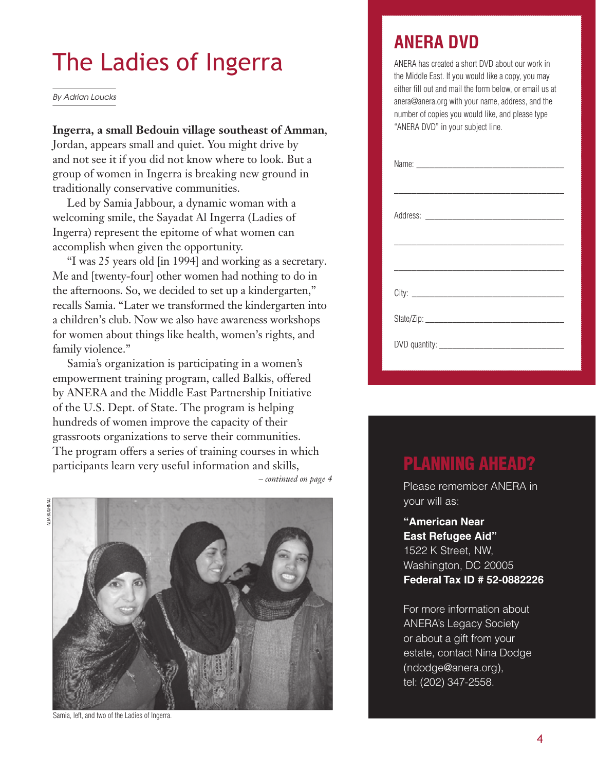# The Ladies of Ingerra

*By Adrian Loucks*

**Ingerra, a small Bedouin village southeast of Amman**, Jordan, appears small and quiet. You might drive by and not see it if you did not know where to look. But a group of women in Ingerra is breaking new ground in traditionally conservative communities.

Led by Samia Jabbour, a dynamic woman with a welcoming smile, the Sayadat Al Ingerra (Ladies of Ingerra) represent the epitome of what women can accomplish when given the opportunity.

"I was 25 years old [in 1994] and working as a secretary. Me and [twenty-four] other women had nothing to do in the afternoons. So, we decided to set up a kindergarten," recalls Samia. "Later we transformed the kindergarten into a children's club. Now we also have awareness workshops for women about things like health, women's rights, and family violence."

Samia's organization is participating in a women's empowerment training program, called Balkis, offered by ANERA and the Middle East Partnership Initiative of the U.S. Dept. of State. The program is helping hundreds of women improve the capacity of their grassroots organizations to serve their communities. The program offers a series of training courses in which participants learn very useful information and skills,

*– continued on page 4*

ALIA BUSHNAQ

Samia, left, and two of the Ladies of Ingerra.

## ANERA DVD

ANERA has created a short DVD about our work in the Middle East. If you would like a copy, you may either fill out and mail the form below, or email us at anera@anera.org with your name, address, and the number of copies you would like, and please type "ANERA DVD" in your subject line.

Name: ______________________________

______________________________

Address: ______________________________

______________________________

______________________________

City: ______________________________

State/Zip: ______________________________

DVD quantity: ______________________________

## PLANNING AHEAD?

Please remember ANERA in your will as:

**"American Near East Refugee Aid"**
1522 K Street, NW,
Washington, DC 20005
**Federal Tax ID # 52-0882226**

For more information about ANERA's Legacy Society or about a gift from your estate, contact Nina Dodge (ndodge@anera.org), tel: (202) 347-2558.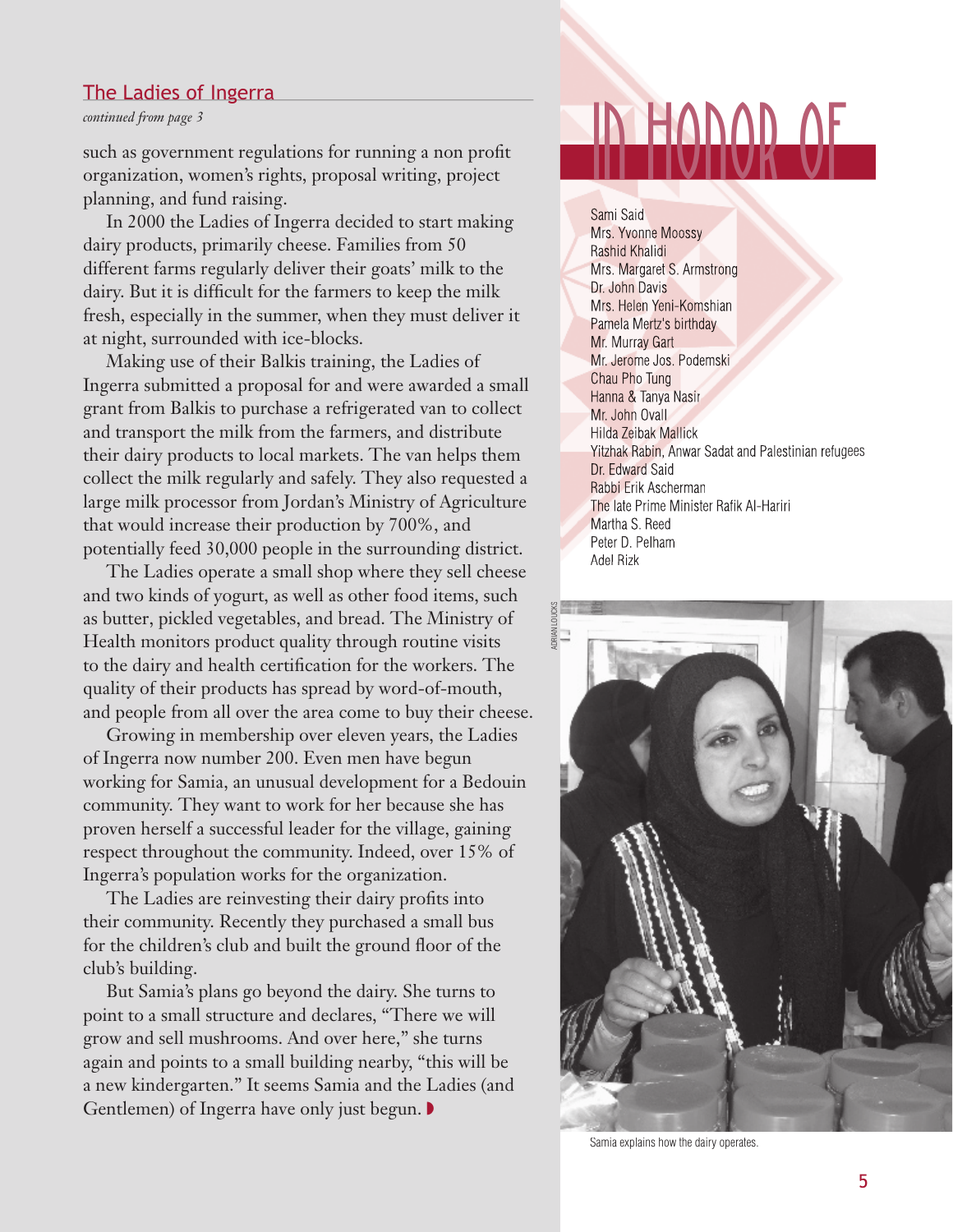## The Ladies of Ingerra

*continued from page 3*

such as government regulations for running a non profit organization, women's rights, proposal writing, project planning, and fund raising.

In 2000 the Ladies of Ingerra decided to start making dairy products, primarily cheese. Families from 50 different farms regularly deliver their goats' milk to the dairy. But it is difficult for the farmers to keep the milk fresh, especially in the summer, when they must deliver it at night, surrounded with ice-blocks.

Making use of their Balkis training, the Ladies of Ingerra submitted a proposal for and were awarded a small grant from Balkis to purchase a refrigerated van to collect and transport the milk from the farmers, and distribute their dairy products to local markets. The van helps them collect the milk regularly and safely. They also requested a large milk processor from Jordan's Ministry of Agriculture that would increase their production by 700%, and potentially feed 30,000 people in the surrounding district.

The Ladies operate a small shop where they sell cheese and two kinds of yogurt, as well as other food items, such as butter, pickled vegetables, and bread. The Ministry of Health monitors product quality through routine visits to the dairy and health certification for the workers. The quality of their products has spread by word-of-mouth, and people from all over the area come to buy their cheese.

Growing in membership over eleven years, the Ladies of Ingerra now number 200. Even men have begun working for Samia, an unusual development for a Bedouin community. They want to work for her because she has proven herself a successful leader for the village, gaining respect throughout the community. Indeed, over 15% of Ingerra's population works for the organization.

The Ladies are reinvesting their dairy profits into their community. Recently they purchased a small bus for the children's club and built the ground floor of the club's building.

But Samia's plans go beyond the dairy. She turns to point to a small structure and declares, "There we will grow and sell mushrooms. And over here," she turns again and points to a small building nearby, "this will be a new kindergarten." It seems Samia and the Ladies (and Gentlemen) of Ingerra have only just begun.

# IN HONOR OF

Sami Said
Mrs. Yvonne Moossy
Rashid Khalidi
Mrs. Margaret S. Armstrong
Dr. John Davis
Mrs. Helen Yeni-Komshian
Pamela Mertz's birthday
Mr. Murray Gart
Mr. Jerome Jos. Podemski
Chau Pho Tung
Hanna & Tanya Nasir
Mr. John Ovall
Hilda Zeibak Mallick
Yitzhak Rabin, Anwar Sadat and Palestinian refugees
Dr. Edward Said
Rabbi Erik Ascherman
The late Prime Minister Rafik Al-Hariri
Martha S. Reed
Peter D. Pelham
Adel Rizk

ADRIAN LOUCKS

Samia explains how the dairy operates.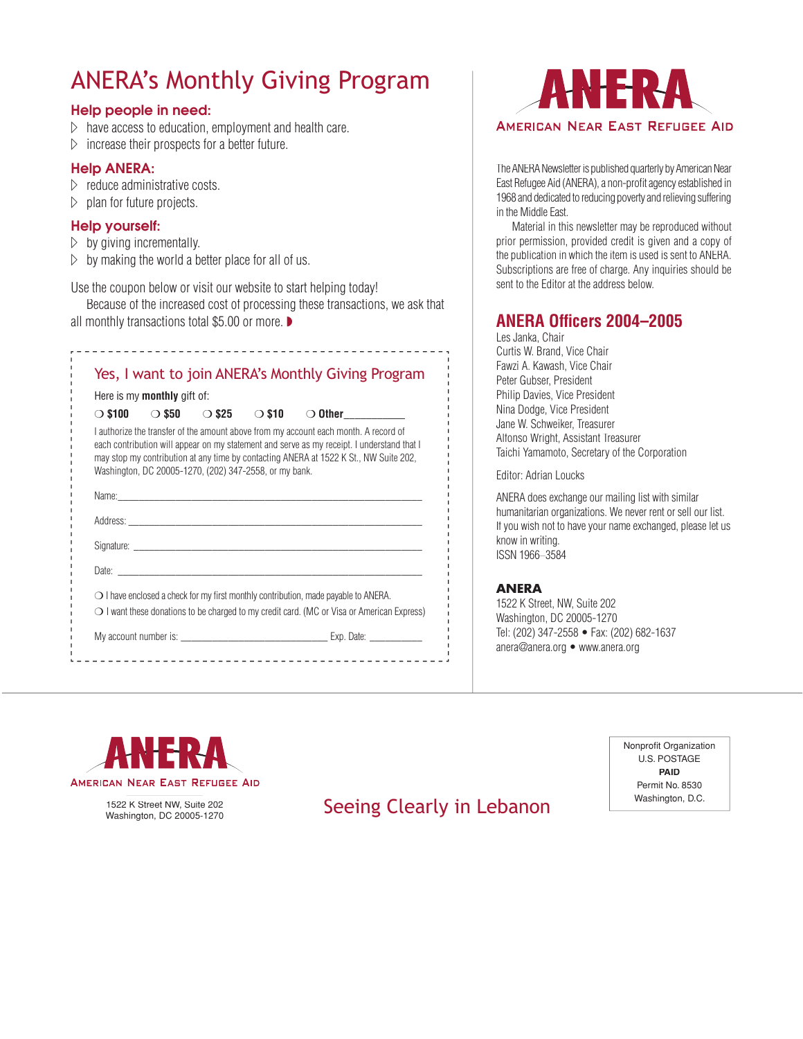# ANERA's Monthly Giving Program

### Help people in need:

- have access to education, employment and health care.
- increase their prospects for a better future.

### Help ANERA:

- reduce administrative costs.
- plan for future projects.

### Help yourself:

- by giving incrementally.
- by making the world a better place for all of us.

Use the coupon below or visit our website to start helping today!

Because of the increased cost of processing these transactions, we ask that all monthly transactions total $5.00 or more.

---

## Yes, I want to join ANERA's Monthly Giving Program

Here is my **monthly** gift of:

❍ **$100** ❍ **$50** ❍ **$25** ❍ **$10** ❍ **Other**__________

I authorize the transfer of the amount above from my account each month. A record of each contribution will appear on my statement and serve as my receipt. I understand that I may stop my contribution at any time by contacting ANERA at 1522 K St., NW Suite 202, Washington, DC 20005-1270, (202) 347-2558, or my bank.

Name: ____________________

Address: ____________________

Signature: ____________________

Date: ____________________

❍ I have enclosed a check for my first monthly contribution, made payable to ANERA.

❍ I want these donations to be charged to my credit card. (MC or Visa or American Express)

My account number is: ____________________ Exp. Date: __________

---

**ANERA**

AMERICAN NEAR EAST REFUGEE AID

The ANERA Newsletter is published quarterly by American Near East Refugee Aid (ANERA), a non-profit agency established in 1968 and dedicated to reducing poverty and relieving suffering in the Middle East.

Material in this newsletter may be reproduced without prior permission, provided credit is given and a copy of the publication in which the item is used is sent to ANERA. Subscriptions are free of charge. Any inquiries should be sent to the Editor at the address below.

## ANERA Officers 2004–2005

Les Janka, Chair
Curtis W. Brand, Vice Chair
Fawzi A. Kawash, Vice Chair
Peter Gubser, President
Philip Davies, Vice President
Nina Dodge, Vice President
Jane W. Schweiker, Treasurer
Alfonso Wright, Assistant Treasurer
Taichi Yamamoto, Secretary of the Corporation

Editor: Adrian Loucks

ANERA does exchange our mailing list with similar humanitarian organizations. We never rent or sell our list. If you wish not to have your name exchanged, please let us know in writing.
ISSN 1966–3584

**ANERA**
1522 K Street, NW, Suite 202
Washington, DC 20005-1270
Tel: (202) 347-2558 • Fax: (202) 682-1637
anera@anera.org • www.anera.org

---

**ANERA**
AMERICAN NEAR EAST REFUGEE AID
1522 K Street NW, Suite 202
Washington, DC 20005-1270

Seeing Clearly in Lebanon

Nonprofit Organization
U.S. POSTAGE
**PAID**
Permit No. 8530
Washington, D.C.